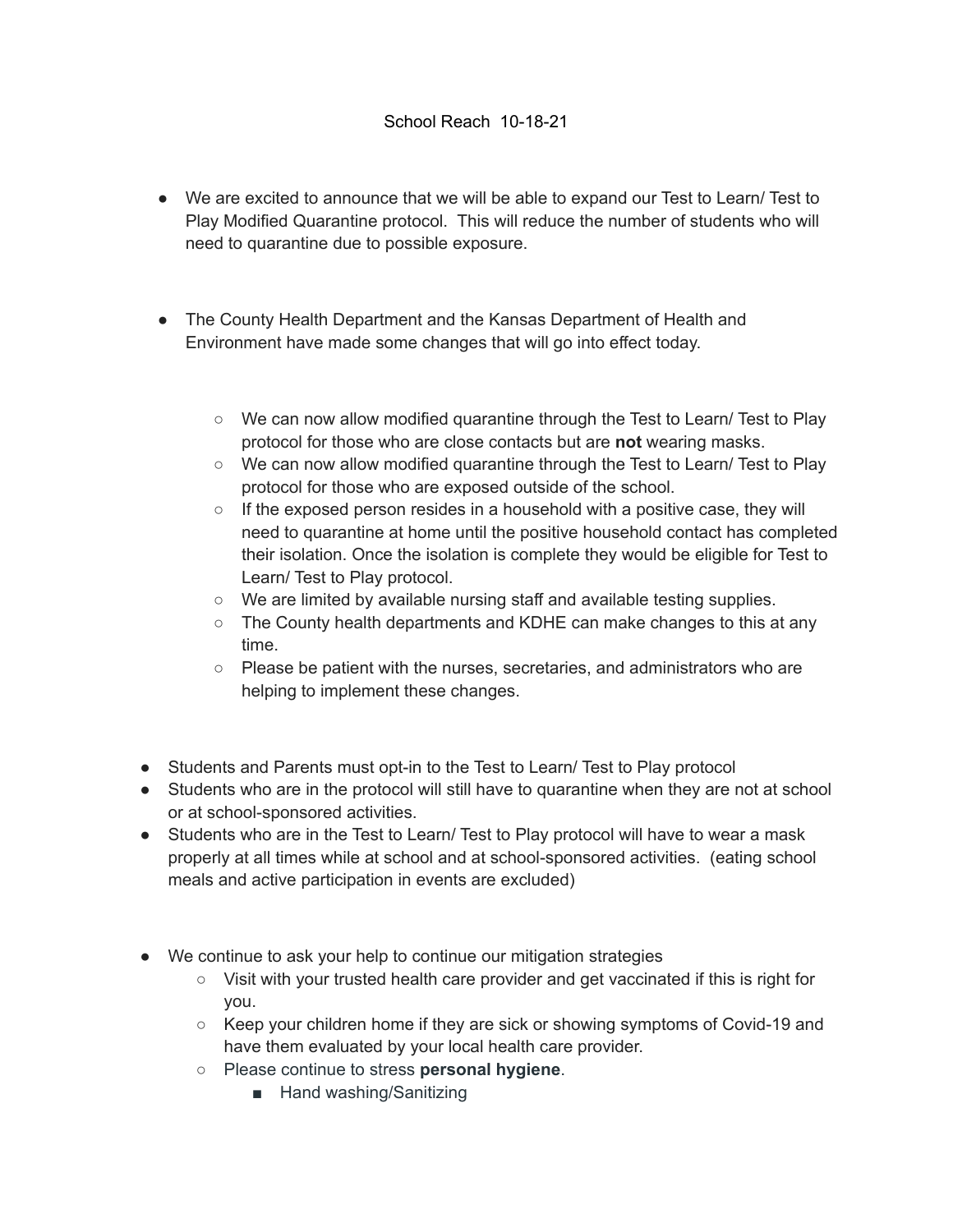School Reach 10-18-21

- We are excited to announce that we will be able to expand our Test to Learn/ Test to Play Modified Quarantine protocol. This will reduce the number of students who will need to quarantine due to possible exposure.

- The County Health Department and the Kansas Department of Health and Environment have made some changes that will go into effect today.
  - We can now allow modified quarantine through the Test to Learn/ Test to Play protocol for those who are close contacts but are **not** wearing masks.
  - We can now allow modified quarantine through the Test to Learn/ Test to Play protocol for those who are exposed outside of the school.
  - If the exposed person resides in a household with a positive case, they will need to quarantine at home until the positive household contact has completed their isolation. Once the isolation is complete they would be eligible for Test to Learn/ Test to Play protocol.
  - We are limited by available nursing staff and available testing supplies.
  - The County health departments and KDHE can make changes to this at any time.
  - Please be patient with the nurses, secretaries, and administrators who are helping to implement these changes.

- Students and Parents must opt-in to the Test to Learn/ Test to Play protocol
- Students who are in the protocol will still have to quarantine when they are not at school or at school-sponsored activities.
- Students who are in the Test to Learn/ Test to Play protocol will have to wear a mask properly at all times while at school and at school-sponsored activities. (eating school meals and active participation in events are excluded)

- We continue to ask your help to continue our mitigation strategies
  - Visit with your trusted health care provider and get vaccinated if this is right for you.
  - Keep your children home if they are sick or showing symptoms of Covid-19 and have them evaluated by your local health care provider.
  - Please continue to stress **personal hygiene**.
    - Hand washing/Sanitizing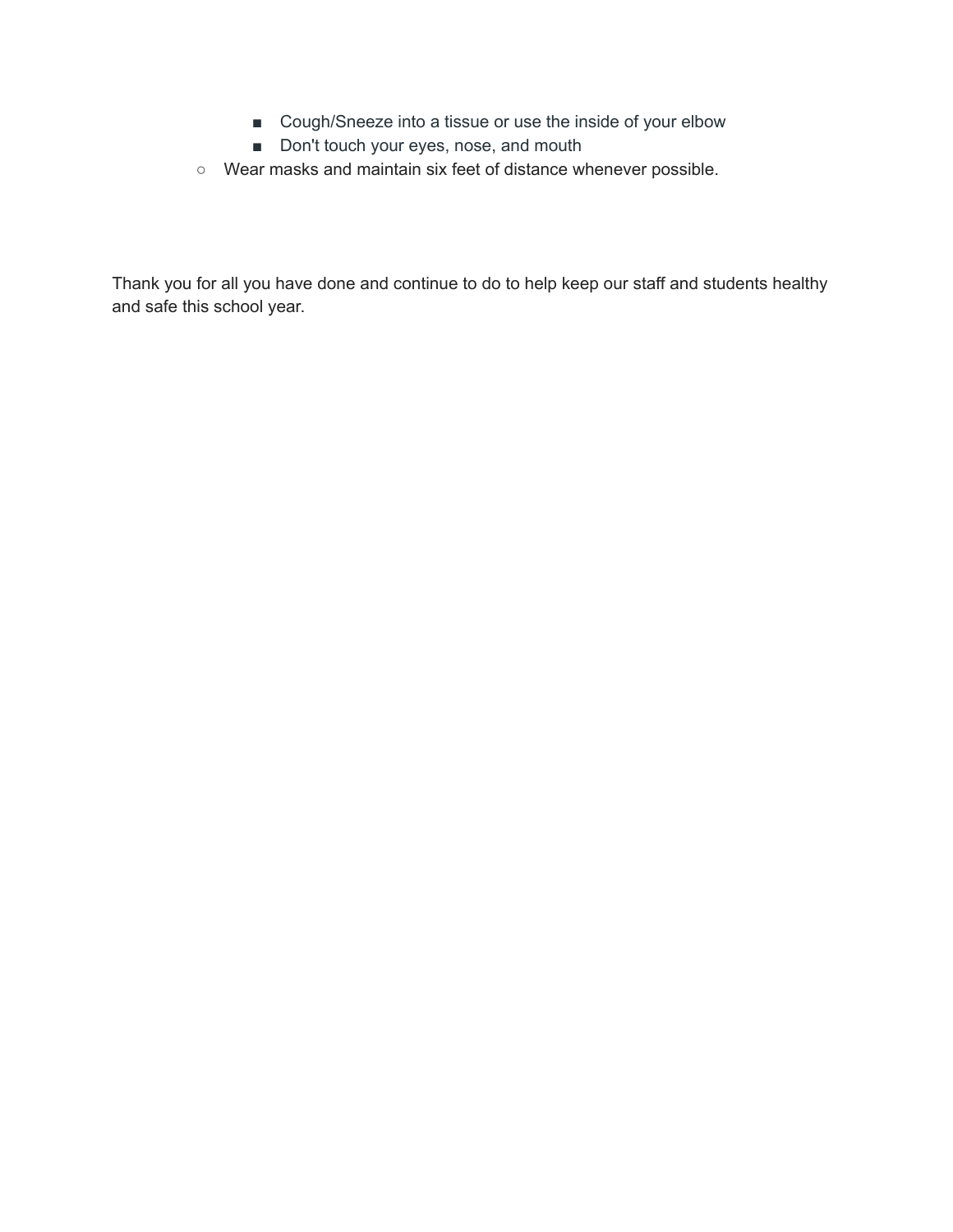- Cough/Sneeze into a tissue or use the inside of your elbow
        - Don't touch your eyes, nose, and mouth
    - Wear masks and maintain six feet of distance whenever possible.

Thank you for all you have done and continue to do to help keep our staff and students healthy and safe this school year.